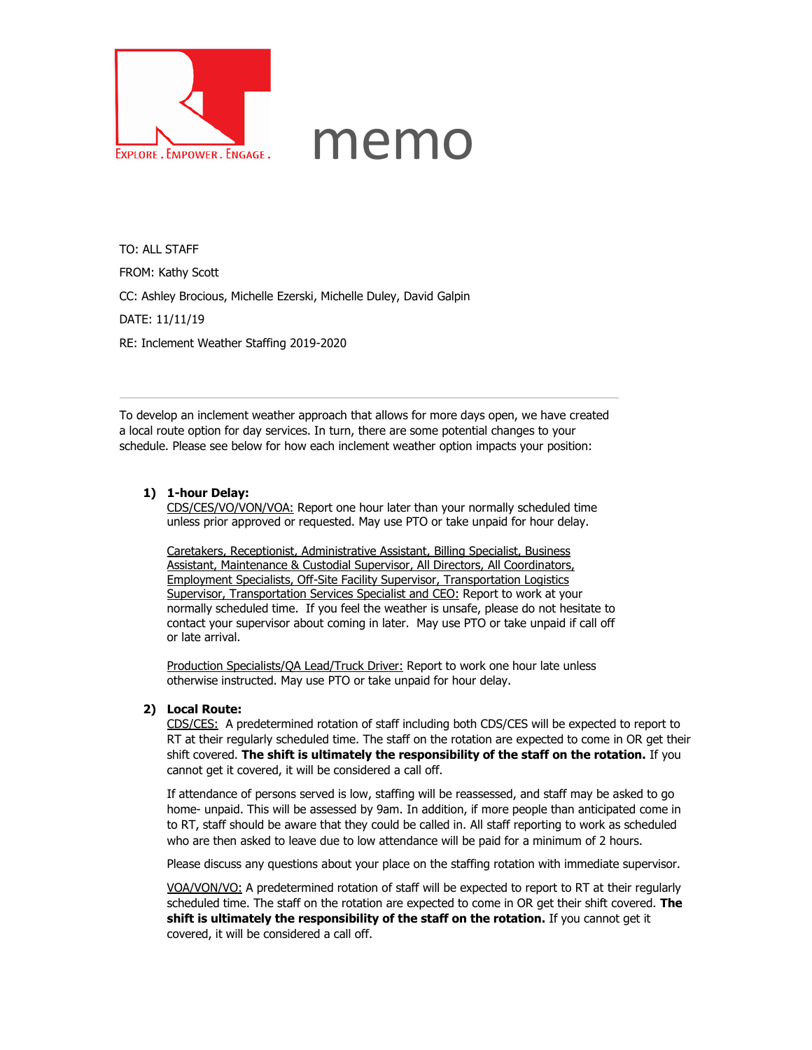# memo

EXPLORE . EMPOWER . ENGAGE .

TO: ALL STAFF

FROM: Kathy Scott

CC: Ashley Brocious, Michelle Ezerski, Michelle Duley, David Galpin

DATE: 11/11/19

RE: Inclement Weather Staffing 2019-2020

---

To develop an inclement weather approach that allows for more days open, we have created a local route option for day services. In turn, there are some potential changes to your schedule. Please see below for how each inclement weather option impacts your position:

1) **1-hour Delay:**

   CDS/CES/VO/VON/VOA: Report one hour later than your normally scheduled time unless prior approved or requested. May use PTO or take unpaid for hour delay.

   Caretakers, Receptionist, Administrative Assistant, Billing Specialist, Business Assistant, Maintenance & Custodial Supervisor, All Directors, All Coordinators, Employment Specialists, Off-Site Facility Supervisor, Transportation Logistics Supervisor, Transportation Services Specialist and CEO: Report to work at your normally scheduled time. If you feel the weather is unsafe, please do not hesitate to contact your supervisor about coming in later. May use PTO or take unpaid if call off or late arrival.

   Production Specialists/QA Lead/Truck Driver: Report to work one hour late unless otherwise instructed. May use PTO or take unpaid for hour delay.

2) **Local Route:**

   CDS/CES: A predetermined rotation of staff including both CDS/CES will be expected to report to RT at their regularly scheduled time. The staff on the rotation are expected to come in OR get their shift covered. **The shift is ultimately the responsibility of the staff on the rotation.** If you cannot get it covered, it will be considered a call off.

   If attendance of persons served is low, staffing will be reassessed, and staff may be asked to go home- unpaid. This will be assessed by 9am. In addition, if more people than anticipated come in to RT, staff should be aware that they could be called in. All staff reporting to work as scheduled who are then asked to leave due to low attendance will be paid for a minimum of 2 hours.

   Please discuss any questions about your place on the staffing rotation with immediate supervisor.

   VOA/VON/VO: A predetermined rotation of staff will be expected to report to RT at their regularly scheduled time. The staff on the rotation are expected to come in OR get their shift covered. **The shift is ultimately the responsibility of the staff on the rotation.** If you cannot get it covered, it will be considered a call off.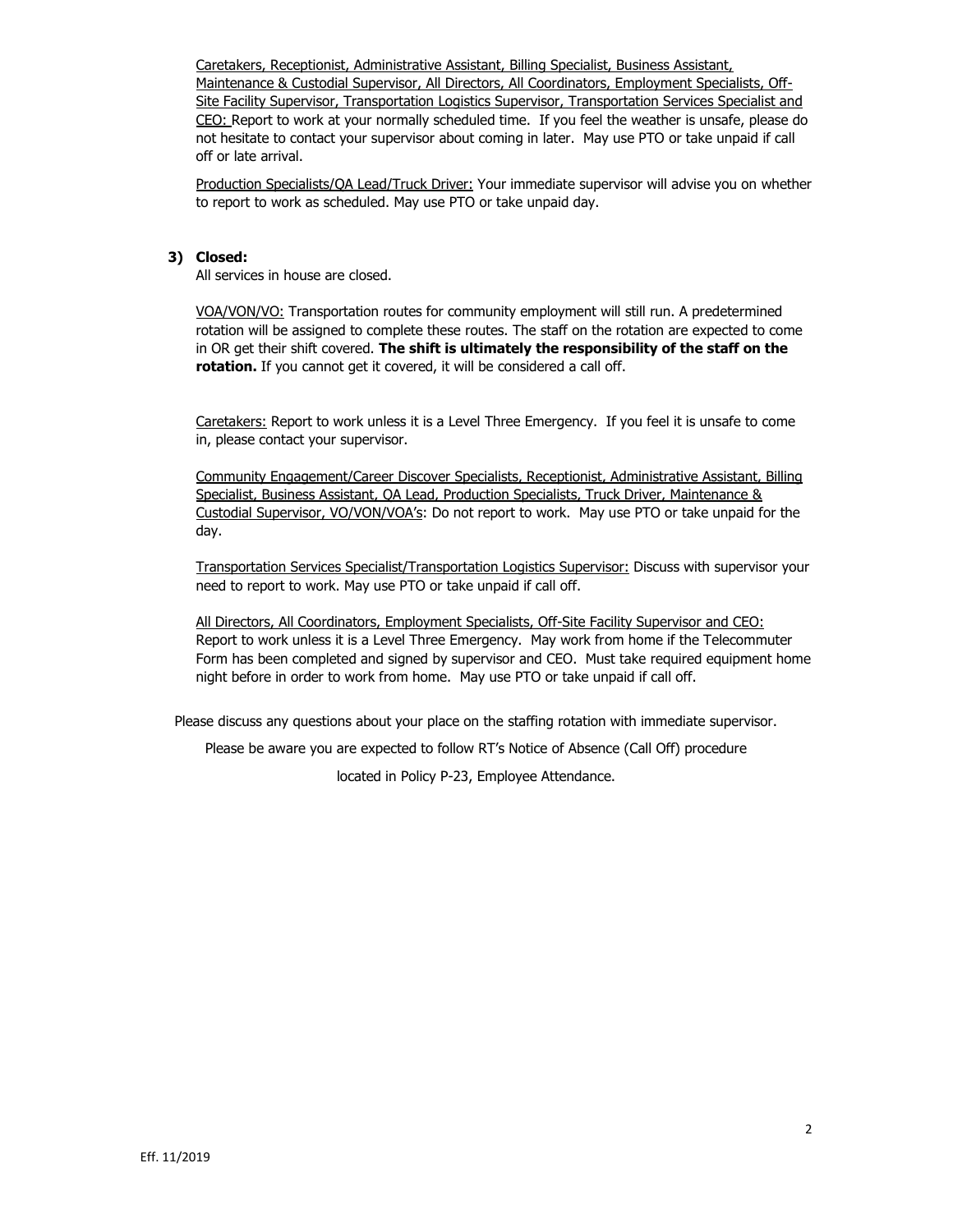Caretakers, Receptionist, Administrative Assistant, Billing Specialist, Business Assistant, Maintenance & Custodial Supervisor, All Directors, All Coordinators, Employment Specialists, Off-Site Facility Supervisor, Transportation Logistics Supervisor, Transportation Services Specialist and CEO: Report to work at your normally scheduled time. If you feel the weather is unsafe, please do not hesitate to contact your supervisor about coming in later. May use PTO or take unpaid if call off or late arrival.

Production Specialists/QA Lead/Truck Driver: Your immediate supervisor will advise you on whether to report to work as scheduled. May use PTO or take unpaid day.

**3) Closed:**

All services in house are closed.

VOA/VON/VO: Transportation routes for community employment will still run. A predetermined rotation will be assigned to complete these routes. The staff on the rotation are expected to come in OR get their shift covered. **The shift is ultimately the responsibility of the staff on the rotation.** If you cannot get it covered, it will be considered a call off.

Caretakers: Report to work unless it is a Level Three Emergency. If you feel it is unsafe to come in, please contact your supervisor.

Community Engagement/Career Discover Specialists, Receptionist, Administrative Assistant, Billing Specialist, Business Assistant, QA Lead, Production Specialists, Truck Driver, Maintenance & Custodial Supervisor, VO/VON/VOA's: Do not report to work. May use PTO or take unpaid for the day.

Transportation Services Specialist/Transportation Logistics Supervisor: Discuss with supervisor your need to report to work. May use PTO or take unpaid if call off.

All Directors, All Coordinators, Employment Specialists, Off-Site Facility Supervisor and CEO: Report to work unless it is a Level Three Emergency. May work from home if the Telecommuter Form has been completed and signed by supervisor and CEO. Must take required equipment home night before in order to work from home. May use PTO or take unpaid if call off.

Please discuss any questions about your place on the staffing rotation with immediate supervisor.

Please be aware you are expected to follow RT's Notice of Absence (Call Off) procedure located in Policy P-23, Employee Attendance.

Eff. 11/2019